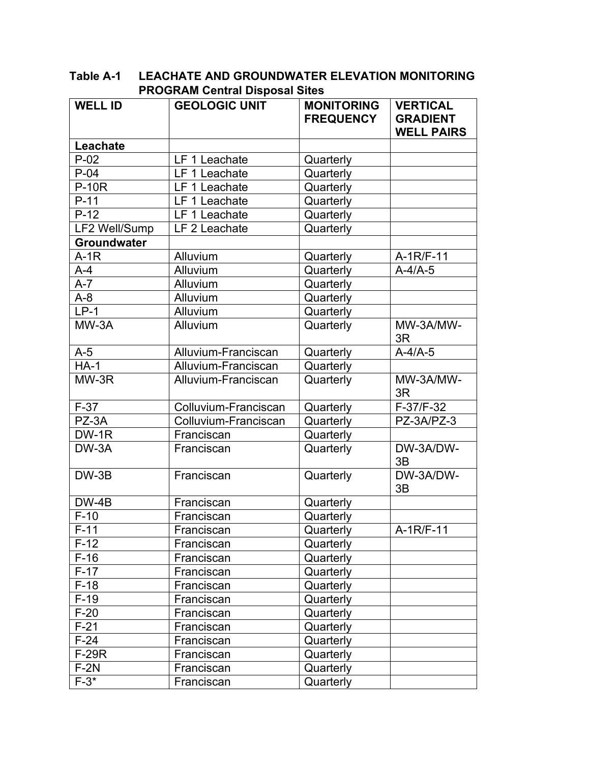**Table A-1 LEACHATE AND GROUNDWATER ELEVATION MONITORING PROGRAM Central Disposal Sites**

| WELL ID | GEOLOGIC UNIT | MONITORING FREQUENCY | VERTICAL GRADIENT WELL PAIRS |
|---|---|---|---|
| **Leachate** | | | |
| P-02 | LF 1 Leachate | Quarterly | |
| P-04 | LF 1 Leachate | Quarterly | |
| P-10R | LF 1 Leachate | Quarterly | |
| P-11 | LF 1 Leachate | Quarterly | |
| P-12 | LF 1 Leachate | Quarterly | |
| LF2 Well/Sump | LF 2 Leachate | Quarterly | |
| **Groundwater** | | | |
| A-1R | Alluvium | Quarterly | A-1R/F-11 |
| A-4 | Alluvium | Quarterly | A-4/A-5 |
| A-7 | Alluvium | Quarterly | |
| A-8 | Alluvium | Quarterly | |
| LP-1 | Alluvium | Quarterly | |
| MW-3A | Alluvium | Quarterly | MW-3A/MW-3R |
| A-5 | Alluvium-Franciscan | Quarterly | A-4/A-5 |
| HA-1 | Alluvium-Franciscan | Quarterly | |
| MW-3R | Alluvium-Franciscan | Quarterly | MW-3A/MW-3R |
| F-37 | Colluvium-Franciscan | Quarterly | F-37/F-32 |
| PZ-3A | Colluvium-Franciscan | Quarterly | PZ-3A/PZ-3 |
| DW-1R | Franciscan | Quarterly | |
| DW-3A | Franciscan | Quarterly | DW-3A/DW-3B |
| DW-3B | Franciscan | Quarterly | DW-3A/DW-3B |
| DW-4B | Franciscan | Quarterly | |
| F-10 | Franciscan | Quarterly | |
| F-11 | Franciscan | Quarterly | A-1R/F-11 |
| F-12 | Franciscan | Quarterly | |
| F-16 | Franciscan | Quarterly | |
| F-17 | Franciscan | Quarterly | |
| F-18 | Franciscan | Quarterly | |
| F-19 | Franciscan | Quarterly | |
| F-20 | Franciscan | Quarterly | |
| F-21 | Franciscan | Quarterly | |
| F-24 | Franciscan | Quarterly | |
| F-29R | Franciscan | Quarterly | |
| F-2N | Franciscan | Quarterly | |
| F-3* | Franciscan | Quarterly | |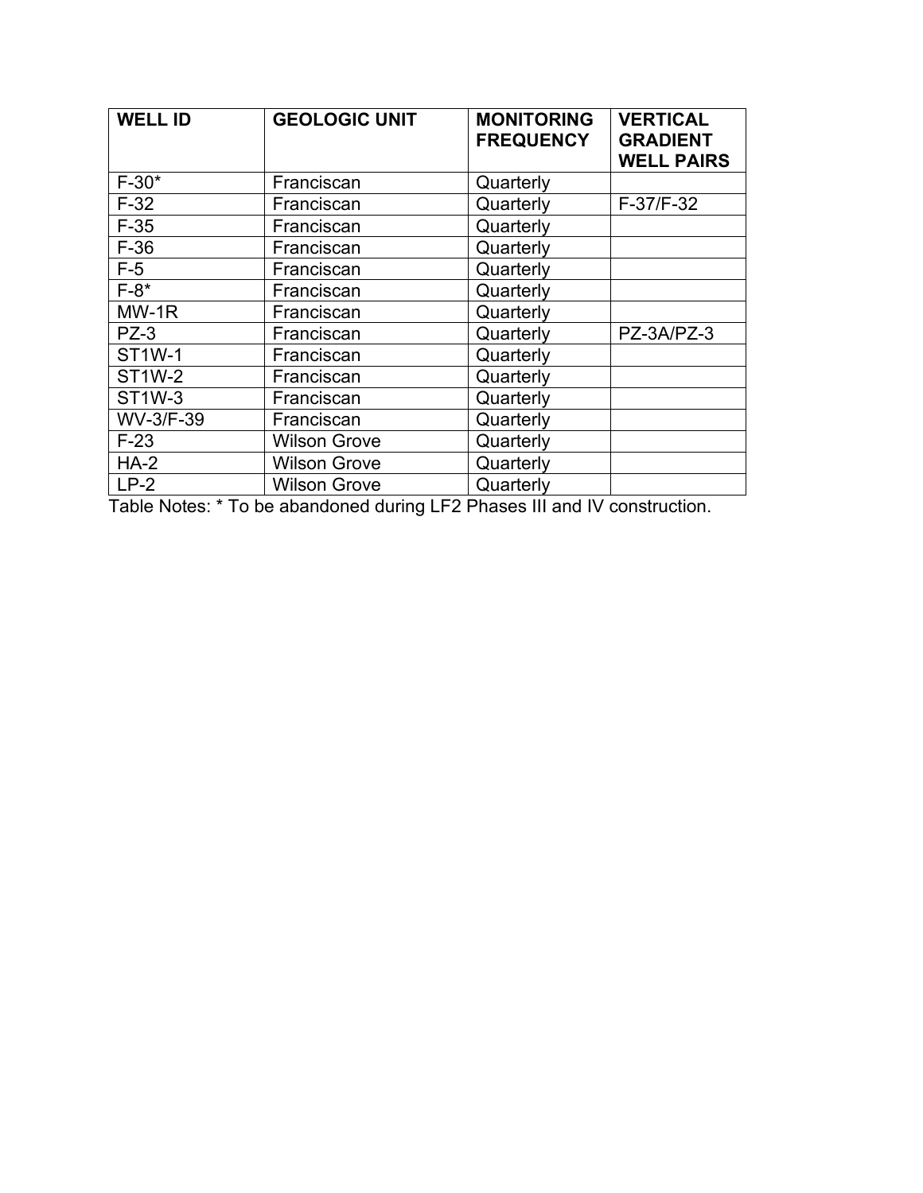| WELL ID | GEOLOGIC UNIT | MONITORING FREQUENCY | VERTICAL GRADIENT WELL PAIRS |
|---|---|---|---|
| F-30* | Franciscan | Quarterly | |
| F-32 | Franciscan | Quarterly | F-37/F-32 |
| F-35 | Franciscan | Quarterly | |
| F-36 | Franciscan | Quarterly | |
| F-5 | Franciscan | Quarterly | |
| F-8* | Franciscan | Quarterly | |
| MW-1R | Franciscan | Quarterly | |
| PZ-3 | Franciscan | Quarterly | PZ-3A/PZ-3 |
| ST1W-1 | Franciscan | Quarterly | |
| ST1W-2 | Franciscan | Quarterly | |
| ST1W-3 | Franciscan | Quarterly | |
| WV-3/F-39 | Franciscan | Quarterly | |
| F-23 | Wilson Grove | Quarterly | |
| HA-2 | Wilson Grove | Quarterly | |
| LP-2 | Wilson Grove | Quarterly | |

Table Notes: * To be abandoned during LF2 Phases III and IV construction.